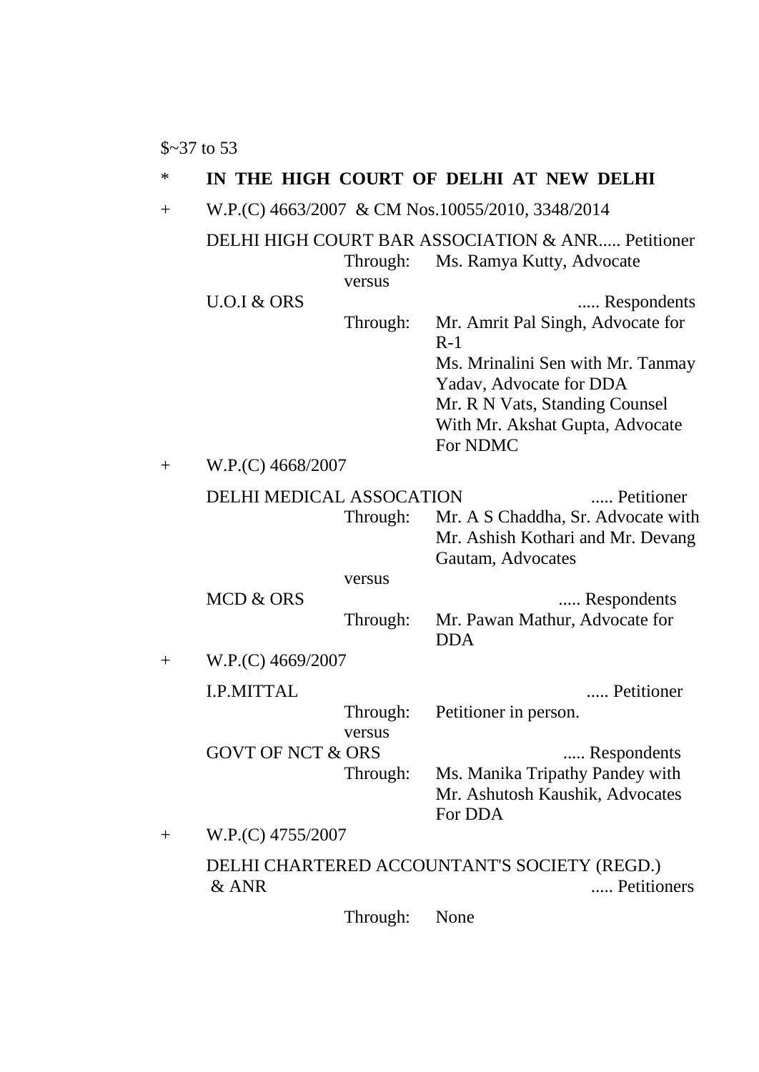$~37 to 53

\* **IN THE HIGH COURT OF DELHI AT NEW DELHI**

\+ W.P.(C) 4663/2007 & CM Nos.10055/2010, 3348/2014

DELHI HIGH COURT BAR ASSOCIATION & ANR..... Petitioner
Through: Ms. Ramya Kutty, Advocate

versus

U.O.I & ORS ..... Respondents
Through: Mr. Amrit Pal Singh, Advocate for R-1
Ms. Mrinalini Sen with Mr. Tanmay Yadav, Advocate for DDA
Mr. R N Vats, Standing Counsel With Mr. Akshat Gupta, Advocate For NDMC

\+ W.P.(C) 4668/2007

DELHI MEDICAL ASSOCATION ..... Petitioner
Through: Mr. A S Chaddha, Sr. Advocate with Mr. Ashish Kothari and Mr. Devang Gautam, Advocates

versus

MCD & ORS ..... Respondents
Through: Mr. Pawan Mathur, Advocate for DDA

\+ W.P.(C) 4669/2007

I.P.MITTAL ..... Petitioner
Through: Petitioner in person.

versus

GOVT OF NCT & ORS ..... Respondents
Through: Ms. Manika Tripathy Pandey with Mr. Ashutosh Kaushik, Advocates For DDA

\+ W.P.(C) 4755/2007

DELHI CHARTERED ACCOUNTANT'S SOCIETY (REGD.) & ANR ..... Petitioners
Through: None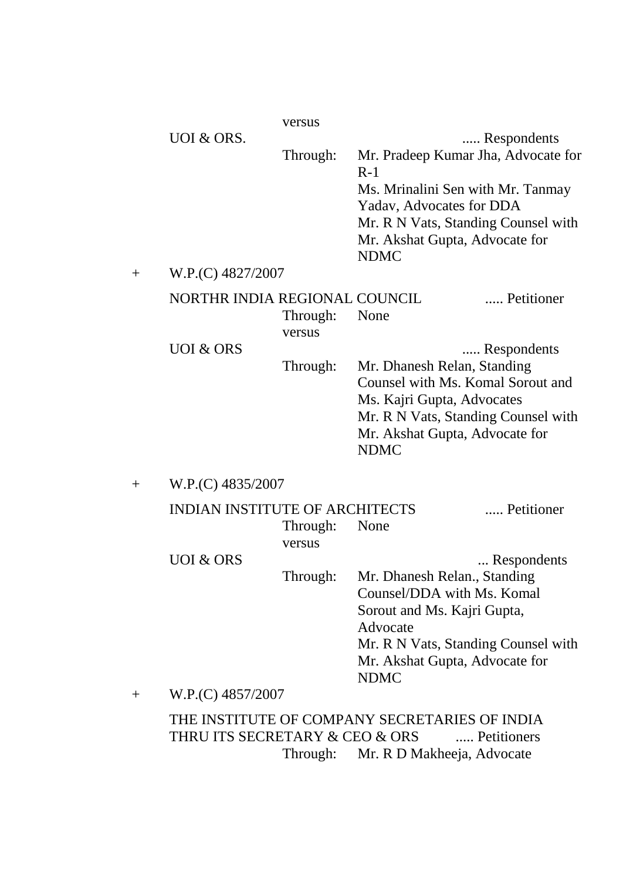versus

UOI & ORS. ..... Respondents

Through: Mr. Pradeep Kumar Jha, Advocate for R-1
Ms. Mrinalini Sen with Mr. Tanmay Yadav, Advocates for DDA
Mr. R N Vats, Standing Counsel with Mr. Akshat Gupta, Advocate for NDMC

+ W.P.(C) 4827/2007

NORTHR INDIA REGIONAL COUNCIL ..... Petitioner

Through: None

versus

UOI & ORS ..... Respondents

Through: Mr. Dhanesh Relan, Standing Counsel with Ms. Komal Sorout and Ms. Kajri Gupta, Advocates
Mr. R N Vats, Standing Counsel with Mr. Akshat Gupta, Advocate for NDMC

+ W.P.(C) 4835/2007

INDIAN INSTITUTE OF ARCHITECTS ..... Petitioner

Through: None

versus

UOI & ORS ... Respondents

Through: Mr. Dhanesh Relan., Standing Counsel/DDA with Ms. Komal Sorout and Ms. Kajri Gupta, Advocate
Mr. R N Vats, Standing Counsel with Mr. Akshat Gupta, Advocate for NDMC

+ W.P.(C) 4857/2007

THE INSTITUTE OF COMPANY SECRETARIES OF INDIA THRU ITS SECRETARY & CEO & ORS ..... Petitioners

Through: Mr. R D Makheeja, Advocate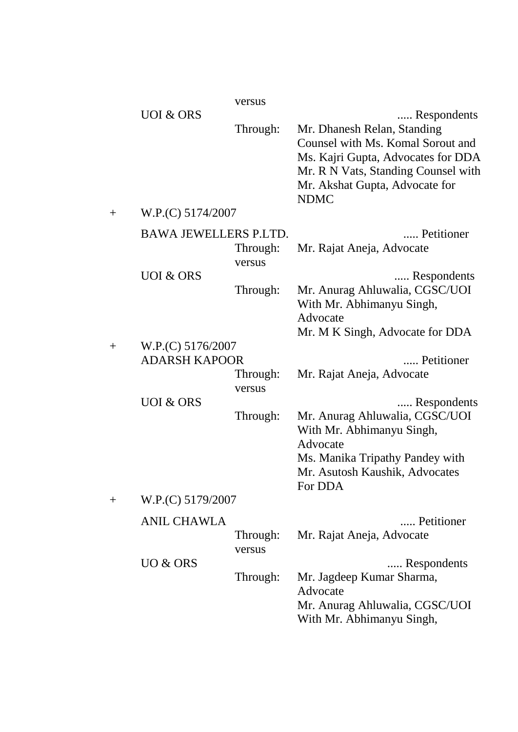versus

UOI & ORS ..... Respondents

Through: Mr. Dhanesh Relan, Standing Counsel with Ms. Komal Sorout and Ms. Kajri Gupta, Advocates for DDA
Mr. R N Vats, Standing Counsel with Mr. Akshat Gupta, Advocate for NDMC

\+ W.P.(C) 5174/2007

BAWA JEWELLERS P.LTD. ..... Petitioner

Through: Mr. Rajat Aneja, Advocate

versus

UOI & ORS ..... Respondents

Through: Mr. Anurag Ahluwalia, CGSC/UOI With Mr. Abhimanyu Singh, Advocate
Mr. M K Singh, Advocate for DDA

\+ W.P.(C) 5176/2007

ADARSH KAPOOR ..... Petitioner

Through: Mr. Rajat Aneja, Advocate

versus

UOI & ORS ..... Respondents

Through: Mr. Anurag Ahluwalia, CGSC/UOI With Mr. Abhimanyu Singh, Advocate
Ms. Manika Tripathy Pandey with Mr. Asutosh Kaushik, Advocates For DDA

\+ W.P.(C) 5179/2007

ANIL CHAWLA ..... Petitioner

Through: Mr. Rajat Aneja, Advocate

versus

UO & ORS ..... Respondents

Through: Mr. Jagdeep Kumar Sharma, Advocate
Mr. Anurag Ahluwalia, CGSC/UOI With Mr. Abhimanyu Singh,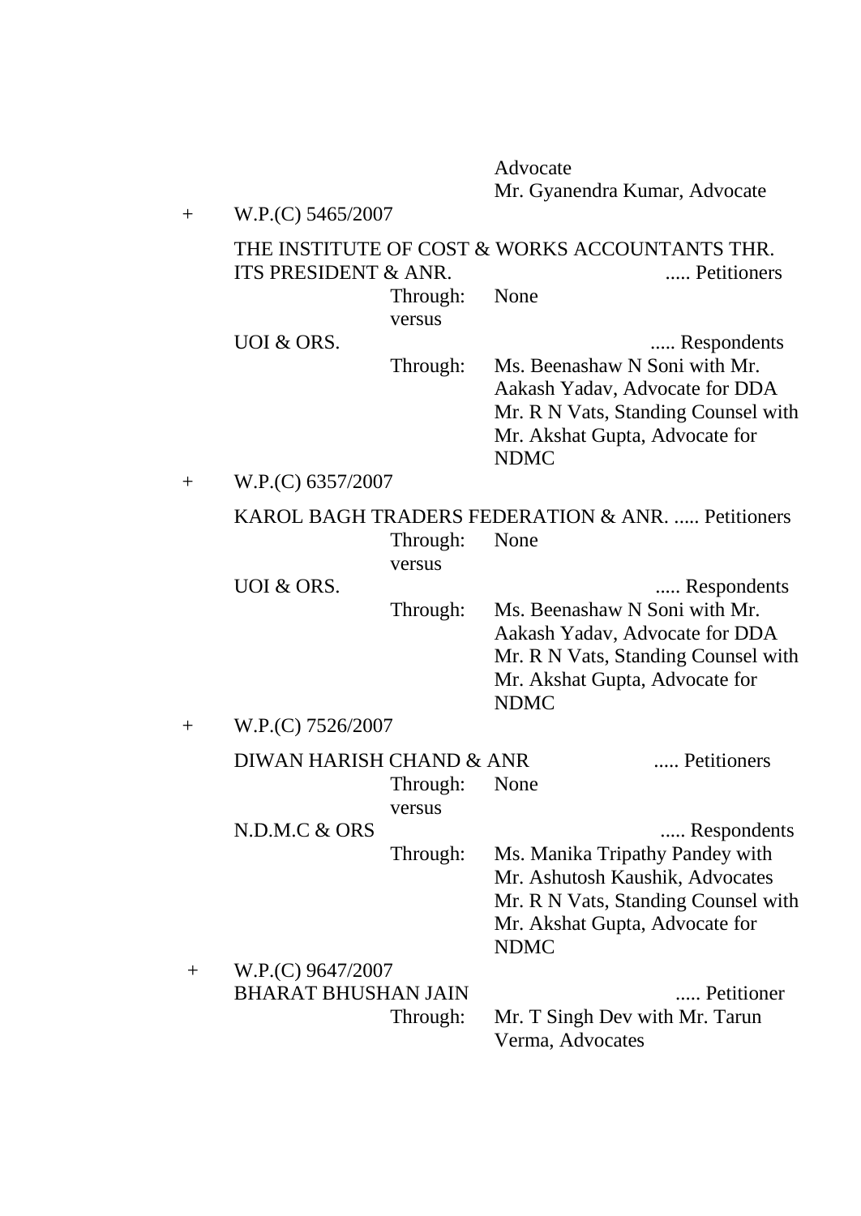Advocate
Mr. Gyanendra Kumar, Advocate

\+ W.P.(C) 5465/2007

THE INSTITUTE OF COST & WORKS ACCOUNTANTS THR. ITS PRESIDENT & ANR. ..... Petitioners

Through: None

versus

UOI & ORS. ..... Respondents

Through: Ms. Beenashaw N Soni with Mr. Aakash Yadav, Advocate for DDA
Mr. R N Vats, Standing Counsel with Mr. Akshat Gupta, Advocate for NDMC

\+ W.P.(C) 6357/2007

KAROL BAGH TRADERS FEDERATION & ANR. ..... Petitioners

Through: None

versus

UOI & ORS. ..... Respondents

Through: Ms. Beenashaw N Soni with Mr. Aakash Yadav, Advocate for DDA
Mr. R N Vats, Standing Counsel with Mr. Akshat Gupta, Advocate for NDMC

\+ W.P.(C) 7526/2007

DIWAN HARISH CHAND & ANR ..... Petitioners

Through: None

versus

N.D.M.C & ORS ..... Respondents

Through: Ms. Manika Tripathy Pandey with Mr. Ashutosh Kaushik, Advocates
Mr. R N Vats, Standing Counsel with Mr. Akshat Gupta, Advocate for NDMC

\+ W.P.(C) 9647/2007

BHARAT BHUSHAN JAIN ..... Petitioner

Through: Mr. T Singh Dev with Mr. Tarun Verma, Advocates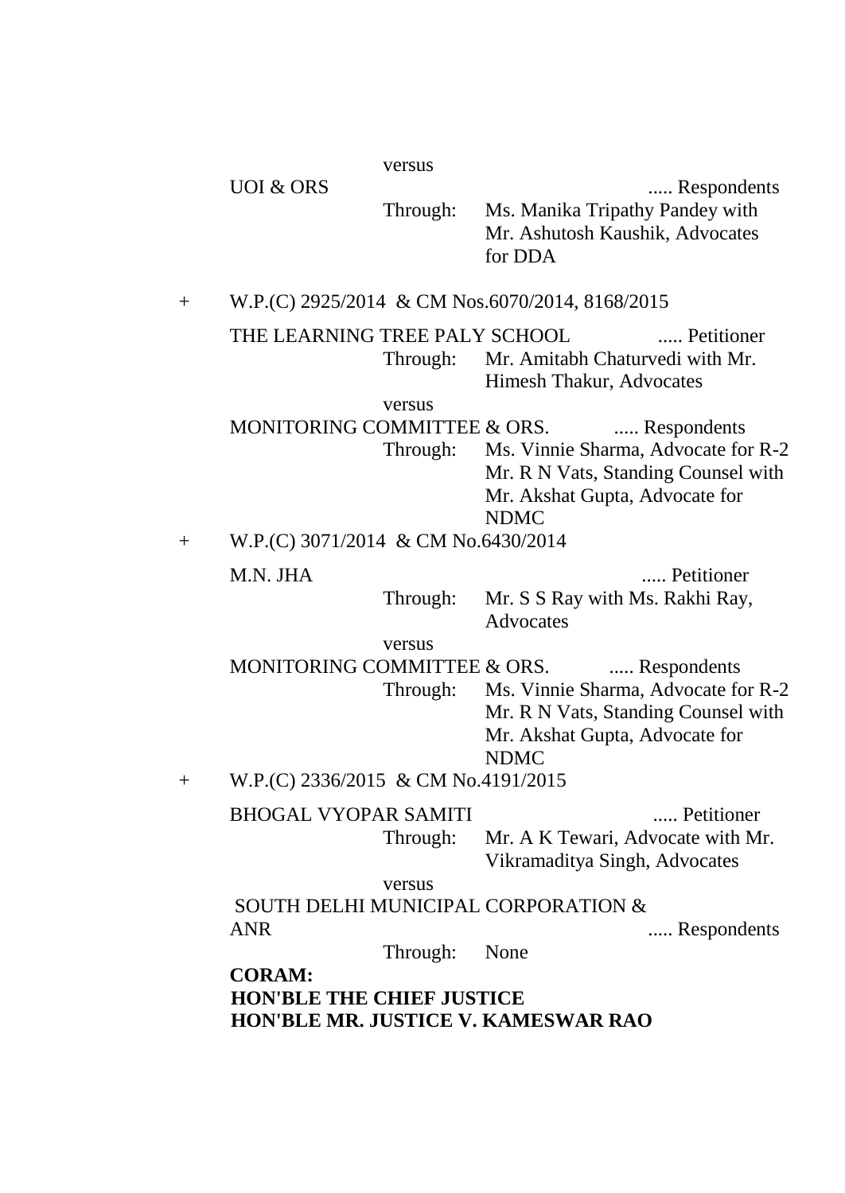versus

UOI & ORS ..... Respondents

Through: Ms. Manika Tripathy Pandey with Mr. Ashutosh Kaushik, Advocates for DDA

\+ W.P.(C) 2925/2014 & CM Nos.6070/2014, 8168/2015

THE LEARNING TREE PALY SCHOOL ..... Petitioner

Through: Mr. Amitabh Chaturvedi with Mr. Himesh Thakur, Advocates

versus

MONITORING COMMITTEE & ORS. ..... Respondents

Through: Ms. Vinnie Sharma, Advocate for R-2
Mr. R N Vats, Standing Counsel with Mr. Akshat Gupta, Advocate for NDMC

\+ W.P.(C) 3071/2014 & CM No.6430/2014

M.N. JHA ..... Petitioner

Through: Mr. S S Ray with Ms. Rakhi Ray, Advocates

versus

MONITORING COMMITTEE & ORS. ..... Respondents

Through: Ms. Vinnie Sharma, Advocate for R-2
Mr. R N Vats, Standing Counsel with Mr. Akshat Gupta, Advocate for NDMC

\+ W.P.(C) 2336/2015 & CM No.4191/2015

BHOGAL VYOPAR SAMITI ..... Petitioner

Through: Mr. A K Tewari, Advocate with Mr. Vikramaditya Singh, Advocates

versus

SOUTH DELHI MUNICIPAL CORPORATION & ANR ..... Respondents

Through: None

**CORAM:**
**HON'BLE THE CHIEF JUSTICE**
**HON'BLE MR. JUSTICE V. KAMESWAR RAO**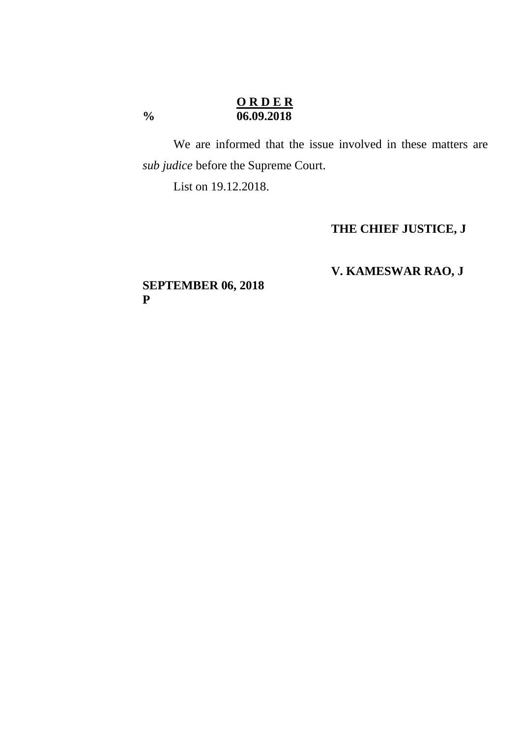**O R D E R**

**% 06.09.2018**

We are informed that the issue involved in these matters are *sub judice* before the Supreme Court.

List on 19.12.2018.

**THE CHIEF JUSTICE, J**

**V. KAMESWAR RAO, J**

**SEPTEMBER 06, 2018**
**P**